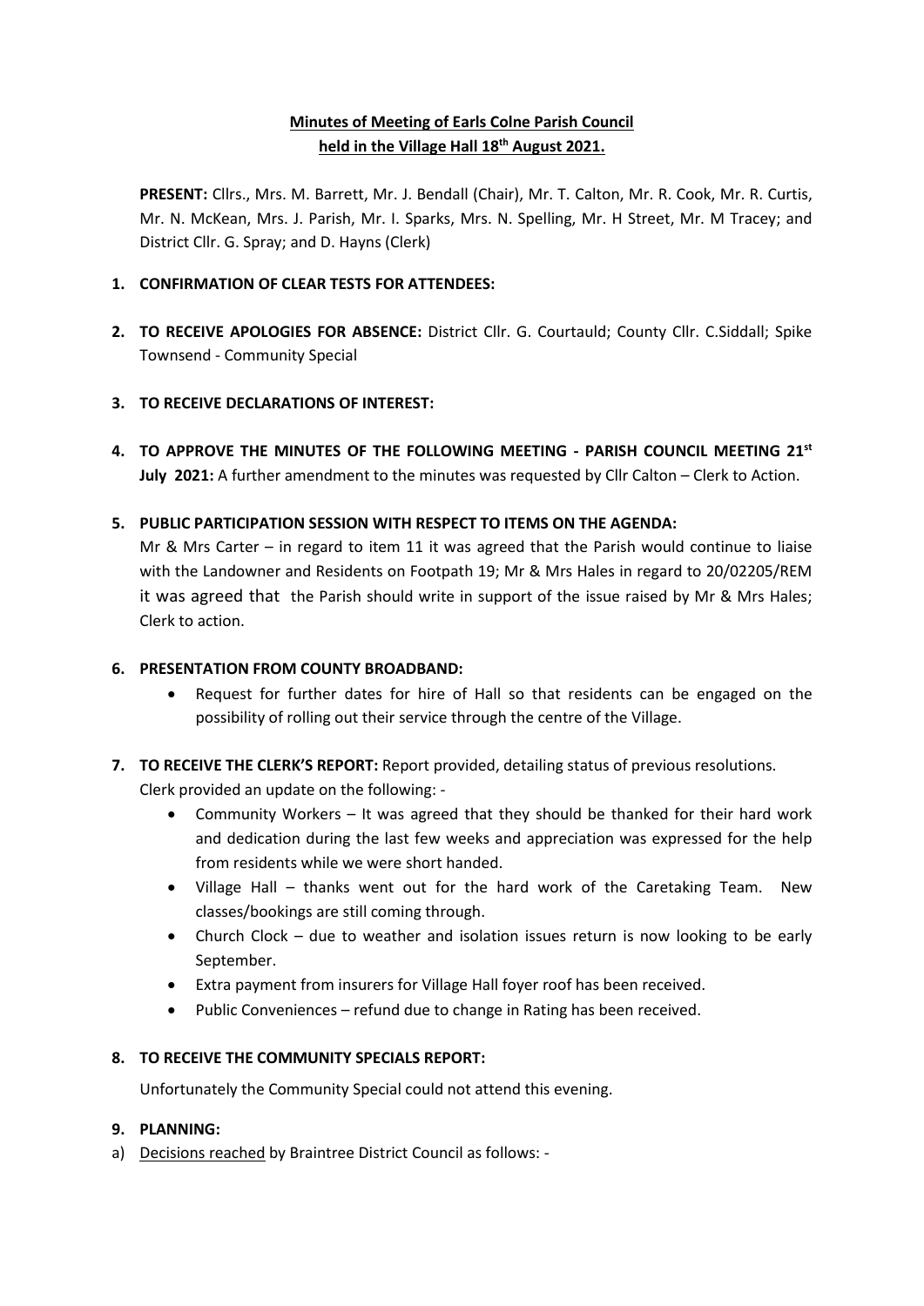**Minutes of Meeting of Earls Colne Parish Council held in the Village Hall 18th August 2021.**

**PRESENT:** Cllrs., Mrs. M. Barrett, Mr. J. Bendall (Chair), Mr. T. Calton, Mr. R. Cook, Mr. R. Curtis, Mr. N. McKean, Mrs. J. Parish, Mr. I. Sparks, Mrs. N. Spelling, Mr. H Street, Mr. M Tracey; and District Cllr. G. Spray; and D. Hayns (Clerk)

1. **CONFIRMATION OF CLEAR TESTS FOR ATTENDEES:**

2. **TO RECEIVE APOLOGIES FOR ABSENCE:** District Cllr. G. Courtauld; County Cllr. C.Siddall; Spike Townsend - Community Special

3. **TO RECEIVE DECLARATIONS OF INTEREST:**

4. **TO APPROVE THE MINUTES OF THE FOLLOWING MEETING - PARISH COUNCIL MEETING 21st July 2021:** A further amendment to the minutes was requested by Cllr Calton – Clerk to Action.

5. **PUBLIC PARTICIPATION SESSION WITH RESPECT TO ITEMS ON THE AGENDA:**
   Mr & Mrs Carter – in regard to item 11 it was agreed that the Parish would continue to liaise with the Landowner and Residents on Footpath 19; Mr & Mrs Hales in regard to 20/02205/REM it was agreed that the Parish should write in support of the issue raised by Mr & Mrs Hales; Clerk to action.

6. **PRESENTATION FROM COUNTY BROADBAND:**
   - Request for further dates for hire of Hall so that residents can be engaged on the possibility of rolling out their service through the centre of the Village.

7. **TO RECEIVE THE CLERK'S REPORT:** Report provided, detailing status of previous resolutions.
   Clerk provided an update on the following: -
   - Community Workers – It was agreed that they should be thanked for their hard work and dedication during the last few weeks and appreciation was expressed for the help from residents while we were short handed.
   - Village Hall – thanks went out for the hard work of the Caretaking Team. New classes/bookings are still coming through.
   - Church Clock – due to weather and isolation issues return is now looking to be early September.
   - Extra payment from insurers for Village Hall foyer roof has been received.
   - Public Conveniences – refund due to change in Rating has been received.

8. **TO RECEIVE THE COMMUNITY SPECIALS REPORT:**

   Unfortunately the Community Special could not attend this evening.

9. **PLANNING:**

a) Decisions reached by Braintree District Council as follows: -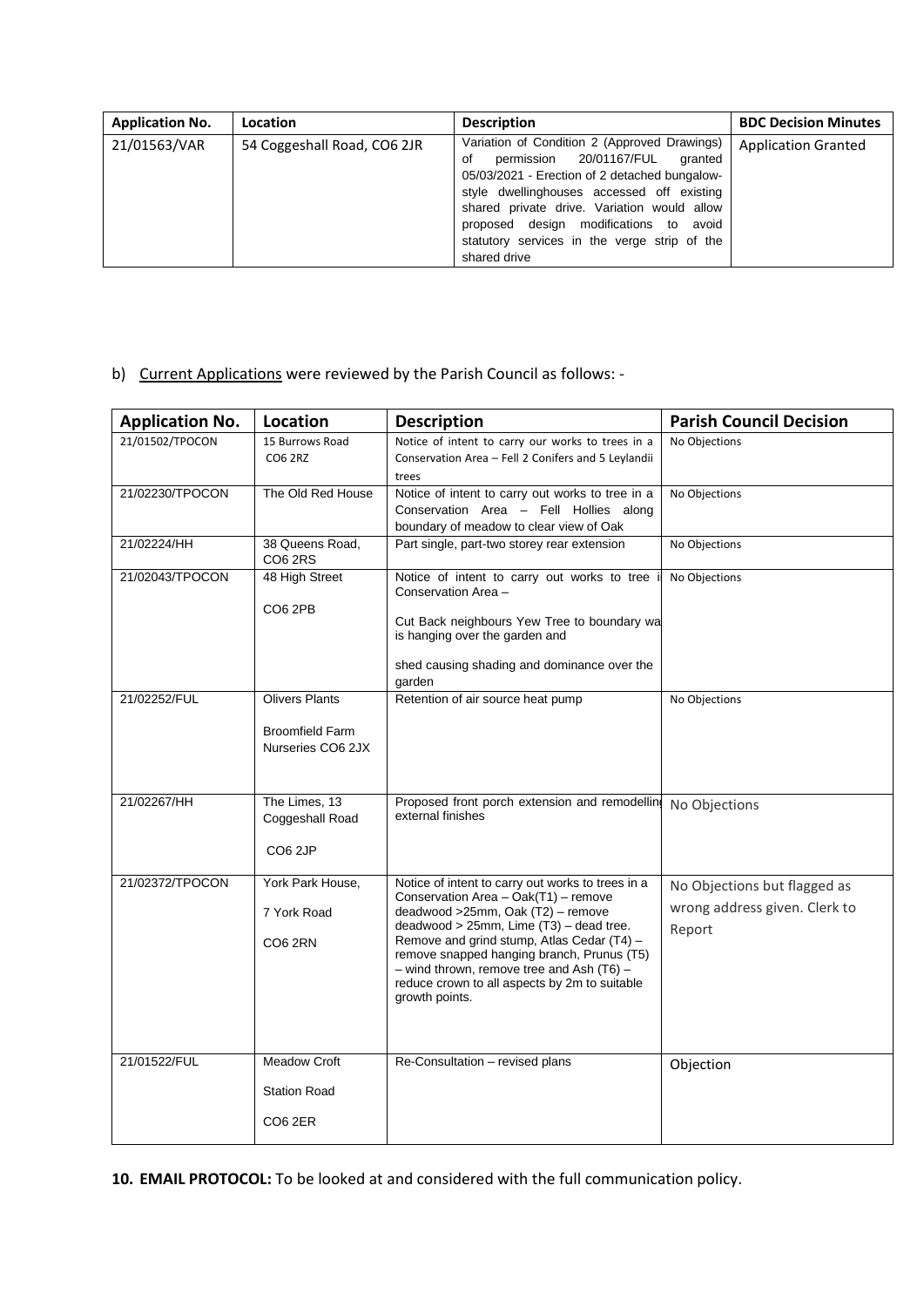| Application No. | Location | Description | BDC Decision Minutes |
|---|---|---|---|
| 21/01563/VAR | 54 Coggeshall Road, CO6 2JR | Variation of Condition 2 (Approved Drawings) of permission 20/01167/FUL granted 05/03/2021 - Erection of 2 detached bungalow-style dwellinghouses accessed off existing shared private drive. Variation would allow proposed design modifications to avoid statutory services in the verge strip of the shared drive | Application Granted |

b) Current Applications were reviewed by the Parish Council as follows: -

| Application No. | Location | Description | Parish Council Decision |
|---|---|---|---|
| 21/01502/TPOCON | 15 Burrows Road CO6 2RZ | Notice of intent to carry our works to trees in a Conservation Area – Fell 2 Conifers and 5 Leylandii trees | No Objections |
| 21/02230/TPOCON | The Old Red House | Notice of intent to carry out works to tree in a Conservation Area – Fell Hollies along boundary of meadow to clear view of Oak | No Objections |
| 21/02224/HH | 38 Queens Road, CO6 2RS | Part single, part-two storey rear extension | No Objections |
| 21/02043/TPOCON | 48 High Street CO6 2PB | Notice of intent to carry out works to tree i Conservation Area – Cut Back neighbours Yew Tree to boundary wa is hanging over the garden and shed causing shading and dominance over the garden | No Objections |
| 21/02252/FUL | Olivers Plants Broomfield Farm Nurseries CO6 2JX | Retention of air source heat pump | No Objections |
| 21/02267/HH | The Limes, 13 Coggeshall Road CO6 2JP | Proposed front porch extension and remodellin external finishes | No Objections |
| 21/02372/TPOCON | York Park House, 7 York Road CO6 2RN | Notice of intent to carry out works to trees in a Conservation Area – Oak(T1) – remove deadwood >25mm, Oak (T2) – remove deadwood > 25mm, Lime (T3) – dead tree. Remove and grind stump, Atlas Cedar (T4) – remove snapped hanging branch, Prunus (T5) – wind thrown, remove tree and Ash (T6) – reduce crown to all aspects by 2m to suitable growth points. | No Objections but flagged as wrong address given. Clerk to Report |
| 21/01522/FUL | Meadow Croft Station Road CO6 2ER | Re-Consultation – revised plans | Objection |

**10. EMAIL PROTOCOL:** To be looked at and considered with the full communication policy.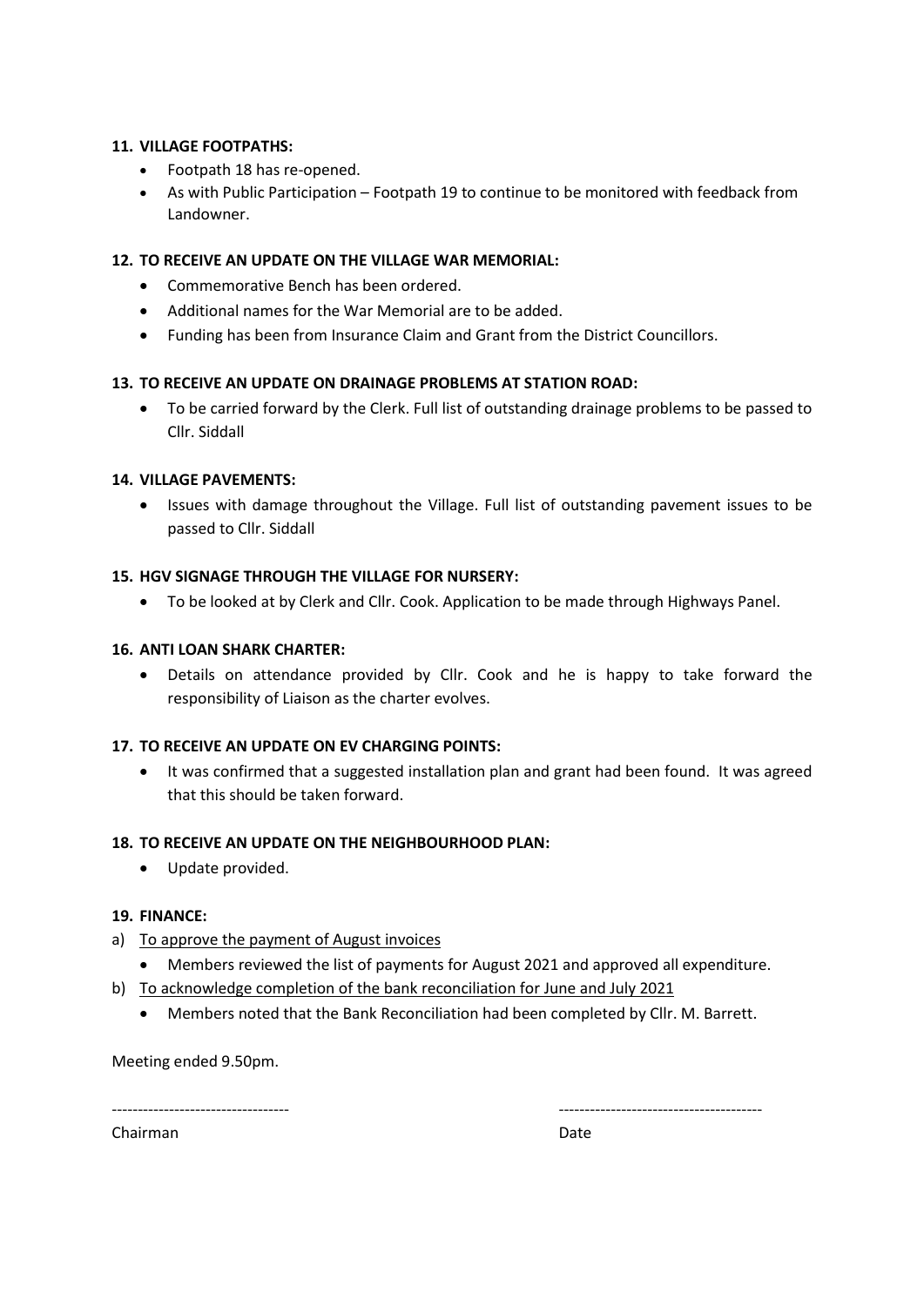**11. VILLAGE FOOTPATHS:**

- Footpath 18 has re-opened.
- As with Public Participation – Footpath 19 to continue to be monitored with feedback from Landowner.

**12. TO RECEIVE AN UPDATE ON THE VILLAGE WAR MEMORIAL:**

- Commemorative Bench has been ordered.
- Additional names for the War Memorial are to be added.
- Funding has been from Insurance Claim and Grant from the District Councillors.

**13. TO RECEIVE AN UPDATE ON DRAINAGE PROBLEMS AT STATION ROAD:**

- To be carried forward by the Clerk. Full list of outstanding drainage problems to be passed to Cllr. Siddall

**14. VILLAGE PAVEMENTS:**

- Issues with damage throughout the Village. Full list of outstanding pavement issues to be passed to Cllr. Siddall

**15. HGV SIGNAGE THROUGH THE VILLAGE FOR NURSERY:**

- To be looked at by Clerk and Cllr. Cook. Application to be made through Highways Panel.

**16. ANTI LOAN SHARK CHARTER:**

- Details on attendance provided by Cllr. Cook and he is happy to take forward the responsibility of Liaison as the charter evolves.

**17. TO RECEIVE AN UPDATE ON EV CHARGING POINTS:**

- It was confirmed that a suggested installation plan and grant had been found. It was agreed that this should be taken forward.

**18. TO RECEIVE AN UPDATE ON THE NEIGHBOURHOOD PLAN:**

- Update provided.

**19. FINANCE:**

a) To approve the payment of August invoices

- Members reviewed the list of payments for August 2021 and approved all expenditure.

b) To acknowledge completion of the bank reconciliation for June and July 2021

- Members noted that the Bank Reconciliation had been completed by Cllr. M. Barrett.

Meeting ended 9.50pm.

---------------------------------- ---------------------------------------

Chairman Date